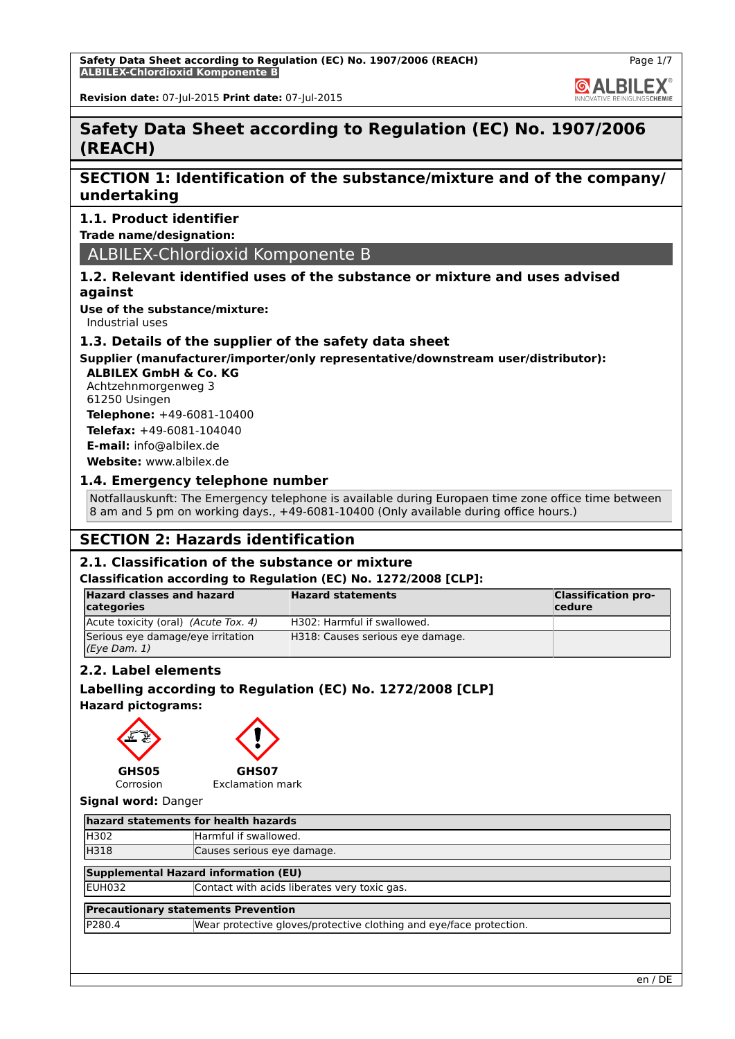# Safety Data Sheet according to Regulation (EC) No. 1907/2006 (REACH)

## SECTION 1: Identification of the substance/mixture and of the company/ undertaking

### 1.1. Product identifier

**Trade name/designation:**

ALBILEX-Chlordioxid Komponente B

### 1.2. Relevant identified uses of the substance or mixture and uses advised against

**Use of the substance/mixture:**
Industrial uses

### 1.3. Details of the supplier of the safety data sheet

**Supplier (manufacturer/importer/only representative/downstream user/distributor):**

**ALBILEX GmbH & Co. KG**
Achtzehnmorgenweg 3
61250 Usingen
**Telephone:** +49-6081-10400
**Telefax:** +49-6081-104040
**E-mail:** info@albilex.de
**Website:** www.albilex.de

### 1.4. Emergency telephone number

Notfallauskunft: The Emergency telephone is available during Europaen time zone office time between 8 am and 5 pm on working days., +49-6081-10400 (Only available during office hours.)

## SECTION 2: Hazards identification

### 2.1. Classification of the substance or mixture

**Classification according to Regulation (EC) No. 1272/2008 [CLP]:**

| Hazard classes and hazard categories | Hazard statements | Classification procedure |
|---|---|---|
| Acute toxicity (oral) *(Acute Tox. 4)* | H302: Harmful if swallowed. | |
| Serious eye damage/eye irritation *(Eye Dam. 1)* | H318: Causes serious eye damage. | |

### 2.2. Label elements

**Labelling according to Regulation (EC) No. 1272/2008 [CLP]**

**Hazard pictograms:**

**GHS05** Corrosion

**GHS07** Exclamation mark

**Signal word:** Danger

| hazard statements for health hazards | |
|---|---|
| H302 | Harmful if swallowed. |
| H318 | Causes serious eye damage. |

| Supplemental Hazard information (EU) | |
|---|---|
| EUH032 | Contact with acids liberates very toxic gas. |

| Precautionary statements Prevention | |
|---|---|
| P280.4 | Wear protective gloves/protective clothing and eye/face protection. |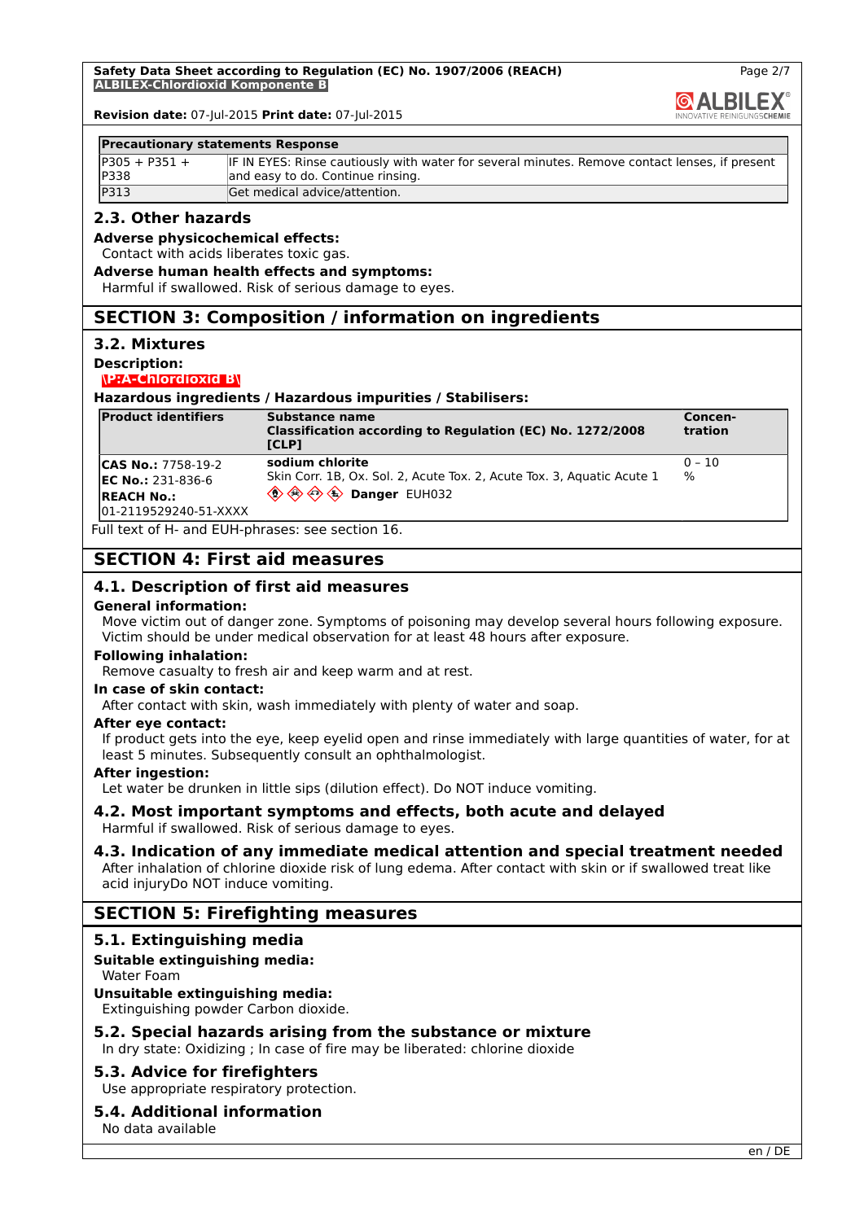| Precautionary statements Response | |
|---|---|
| P305 + P351 + P338 | IF IN EYES: Rinse cautiously with water for several minutes. Remove contact lenses, if present and easy to do. Continue rinsing. |
| P313 | Get medical advice/attention. |

### 2.3. Other hazards

**Adverse physicochemical effects:**

Contact with acids liberates toxic gas.

**Adverse human health effects and symptoms:**

Harmful if swallowed. Risk of serious damage to eyes.

## SECTION 3: Composition / information on ingredients

### 3.2. Mixtures

**Description:**

\P:A-Chlordioxid B\

**Hazardous ingredients / Hazardous impurities / Stabilisers:**

| Product identifiers | Substance name Classification according to Regulation (EC) No. 1272/2008 [CLP] | Concen-tration |
|---|---|---|
| **CAS No.:** 7758-19-2 **EC No.:** 231-836-6 **REACH No.:** 01-2119529240-51-XXXX | **sodium chlorite** Skin Corr. 1B, Ox. Sol. 2, Acute Tox. 2, Acute Tox. 3, Aquatic Acute 1 **Danger** EUH032 | 0 – 10 % |

Full text of H- and EUH-phrases: see section 16.

## SECTION 4: First aid measures

### 4.1. Description of first aid measures

**General information:**

Move victim out of danger zone. Symptoms of poisoning may develop several hours following exposure. Victim should be under medical observation for at least 48 hours after exposure.

**Following inhalation:**

Remove casualty to fresh air and keep warm and at rest.

**In case of skin contact:**

After contact with skin, wash immediately with plenty of water and soap.

**After eye contact:**

If product gets into the eye, keep eyelid open and rinse immediately with large quantities of water, for at least 5 minutes. Subsequently consult an ophthalmologist.

**After ingestion:**

Let water be drunken in little sips (dilution effect). Do NOT induce vomiting.

### 4.2. Most important symptoms and effects, both acute and delayed

Harmful if swallowed. Risk of serious damage to eyes.

### 4.3. Indication of any immediate medical attention and special treatment needed

After inhalation of chlorine dioxide risk of lung edema. After contact with skin or if swallowed treat like acid injuryDo NOT induce vomiting.

## SECTION 5: Firefighting measures

### 5.1. Extinguishing media

**Suitable extinguishing media:**

Water Foam

**Unsuitable extinguishing media:**

Extinguishing powder Carbon dioxide.

### 5.2. Special hazards arising from the substance or mixture

In dry state: Oxidizing ; In case of fire may be liberated: chlorine dioxide

### 5.3. Advice for firefighters

Use appropriate respiratory protection.

### 5.4. Additional information

No data available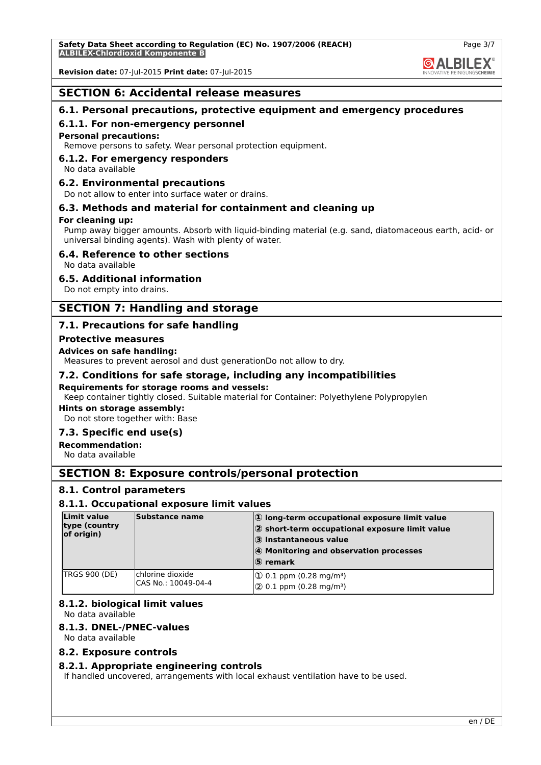## SECTION 6: Accidental release measures

### 6.1. Personal precautions, protective equipment and emergency procedures

#### 6.1.1. For non-emergency personnel

**Personal precautions:**

Remove persons to safety. Wear personal protection equipment.

#### 6.1.2. For emergency responders

No data available

### 6.2. Environmental precautions

Do not allow to enter into surface water or drains.

### 6.3. Methods and material for containment and cleaning up

**For cleaning up:**

Pump away bigger amounts. Absorb with liquid-binding material (e.g. sand, diatomaceous earth, acid- or universal binding agents). Wash with plenty of water.

### 6.4. Reference to other sections

No data available

### 6.5. Additional information

Do not empty into drains.

## SECTION 7: Handling and storage

### 7.1. Precautions for safe handling

**Protective measures**

**Advices on safe handling:**

Measures to prevent aerosol and dust generationDo not allow to dry.

### 7.2. Conditions for safe storage, including any incompatibilities

**Requirements for storage rooms and vessels:**

Keep container tightly closed. Suitable material for Container: Polyethylene Polypropylen

**Hints on storage assembly:**

Do not store together with: Base

### 7.3. Specific end use(s)

**Recommendation:**

No data available

## SECTION 8: Exposure controls/personal protection

### 8.1. Control parameters

#### 8.1.1. Occupational exposure limit values

| Limit value type (country of origin) | Substance name | ① long-term occupational exposure limit value<br>② short-term occupational exposure limit value<br>③ Instantaneous value<br>④ Monitoring and observation processes<br>⑤ remark |
|---|---|---|
| TRGS 900 (DE) | chlorine dioxide<br>CAS No.: 10049-04-4 | ① 0.1 ppm (0.28 mg/m³)<br>② 0.1 ppm (0.28 mg/m³) |

#### 8.1.2. biological limit values

No data available

#### 8.1.3. DNEL-/PNEC-values

No data available

### 8.2. Exposure controls

#### 8.2.1. Appropriate engineering controls

If handled uncovered, arrangements with local exhaust ventilation have to be used.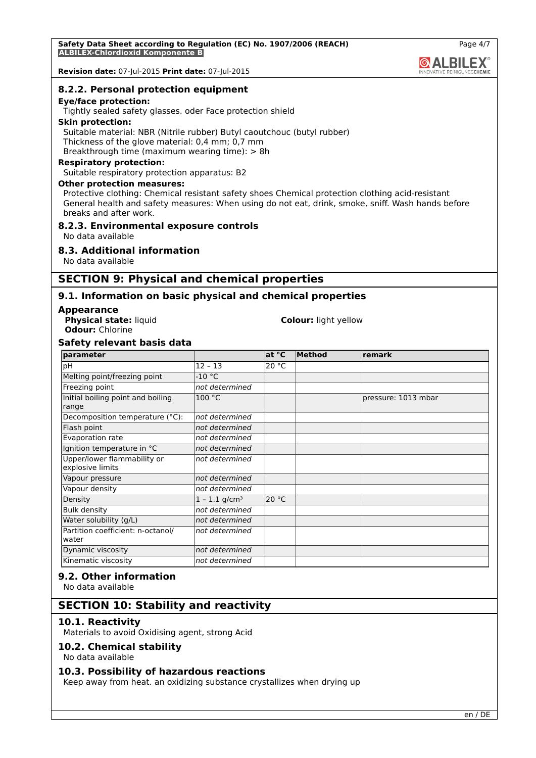### 8.2.2. Personal protection equipment

**Eye/face protection:**

Tightly sealed safety glasses. oder Face protection shield

**Skin protection:**

Suitable material: NBR (Nitrile rubber) Butyl caoutchouc (butyl rubber)
Thickness of the glove material: 0,4 mm; 0,7 mm
Breakthrough time (maximum wearing time): > 8h

**Respiratory protection:**

Suitable respiratory protection apparatus: B2

**Other protection measures:**

Protective clothing: Chemical resistant safety shoes Chemical protection clothing acid-resistant
General health and safety measures: When using do not eat, drink, smoke, sniff. Wash hands before breaks and after work.

### 8.2.3. Environmental exposure controls

No data available

### 8.3. Additional information

No data available

## SECTION 9: Physical and chemical properties

### 9.1. Information on basic physical and chemical properties

**Appearance**

**Physical state:** liquid
**Colour:** light yellow
**Odour:** Chlorine

**Safety relevant basis data**

| parameter | | at °C | Method | remark |
|---|---|---|---|---|
| pH | 12 – 13 | 20 °C | | |
| Melting point/freezing point | -10 °C | | | |
| Freezing point | *not determined* | | | |
| Initial boiling point and boiling range | 100 °C | | | pressure: 1013 mbar |
| Decomposition temperature (°C): | *not determined* | | | |
| Flash point | *not determined* | | | |
| Evaporation rate | *not determined* | | | |
| Ignition temperature in °C | *not determined* | | | |
| Upper/lower flammability or explosive limits | *not determined* | | | |
| Vapour pressure | *not determined* | | | |
| Vapour density | *not determined* | | | |
| Density | 1 – 1.1 g/cm³ | 20 °C | | |
| Bulk density | *not determined* | | | |
| Water solubility (g/L) | *not determined* | | | |
| Partition coefficient: n-octanol/water | *not determined* | | | |
| Dynamic viscosity | *not determined* | | | |
| Kinematic viscosity | *not determined* | | | |

### 9.2. Other information

No data available

## SECTION 10: Stability and reactivity

### 10.1. Reactivity

Materials to avoid Oxidising agent, strong Acid

### 10.2. Chemical stability

No data available

### 10.3. Possibility of hazardous reactions

Keep away from heat. an oxidizing substance crystallizes when drying up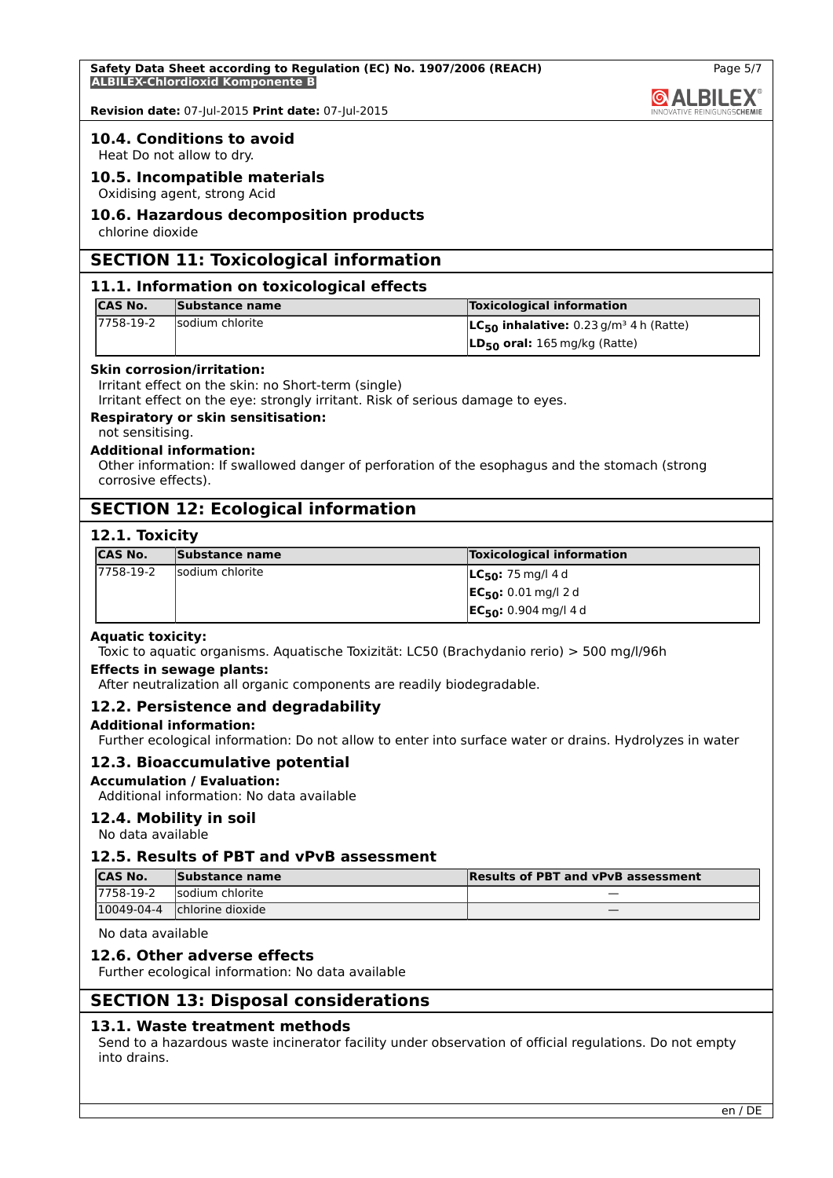### 10.4. Conditions to avoid

Heat Do not allow to dry.

### 10.5. Incompatible materials

Oxidising agent, strong Acid

### 10.6. Hazardous decomposition products

chlorine dioxide

## SECTION 11: Toxicological information

### 11.1. Information on toxicological effects

| CAS No. | Substance name | Toxicological information |
|---|---|---|
| 7758-19-2 | sodium chlorite | **$LC_{50}$ inhalative:** 0.23 g/m³ 4 h (Ratte) |
| | | **$LD_{50}$ oral:** 165 mg/kg (Ratte) |

**Skin corrosion/irritation:**

Irritant effect on the skin: no Short-term (single)

Irritant effect on the eye: strongly irritant. Risk of serious damage to eyes.

**Respiratory or skin sensitisation:**

not sensitising.

**Additional information:**

Other information: If swallowed danger of perforation of the esophagus and the stomach (strong corrosive effects).

## SECTION 12: Ecological information

### 12.1. Toxicity

| CAS No. | Substance name | Toxicological information |
|---|---|---|
| 7758-19-2 | sodium chlorite | **$LC_{50}$:** 75 mg/l 4 d |
| | | **$EC_{50}$:** 0.01 mg/l 2 d |
| | | **$EC_{50}$:** 0.904 mg/l 4 d |

**Aquatic toxicity:**

Toxic to aquatic organisms. Aquatische Toxizität: LC50 (Brachydanio rerio) > 500 mg/l/96h

**Effects in sewage plants:**

After neutralization all organic components are readily biodegradable.

### 12.2. Persistence and degradability

**Additional information:**

Further ecological information: Do not allow to enter into surface water or drains. Hydrolyzes in water

### 12.3. Bioaccumulative potential

**Accumulation / Evaluation:**

Additional information: No data available

### 12.4. Mobility in soil

No data available

### 12.5. Results of PBT and vPvB assessment

| CAS No. | Substance name | Results of PBT and vPvB assessment |
|---|---|---|
| 7758-19-2 | sodium chlorite | — |
| 10049-04-4 | chlorine dioxide | — |

No data available

### 12.6. Other adverse effects

Further ecological information: No data available

## SECTION 13: Disposal considerations

### 13.1. Waste treatment methods

Send to a hazardous waste incinerator facility under observation of official regulations. Do not empty into drains.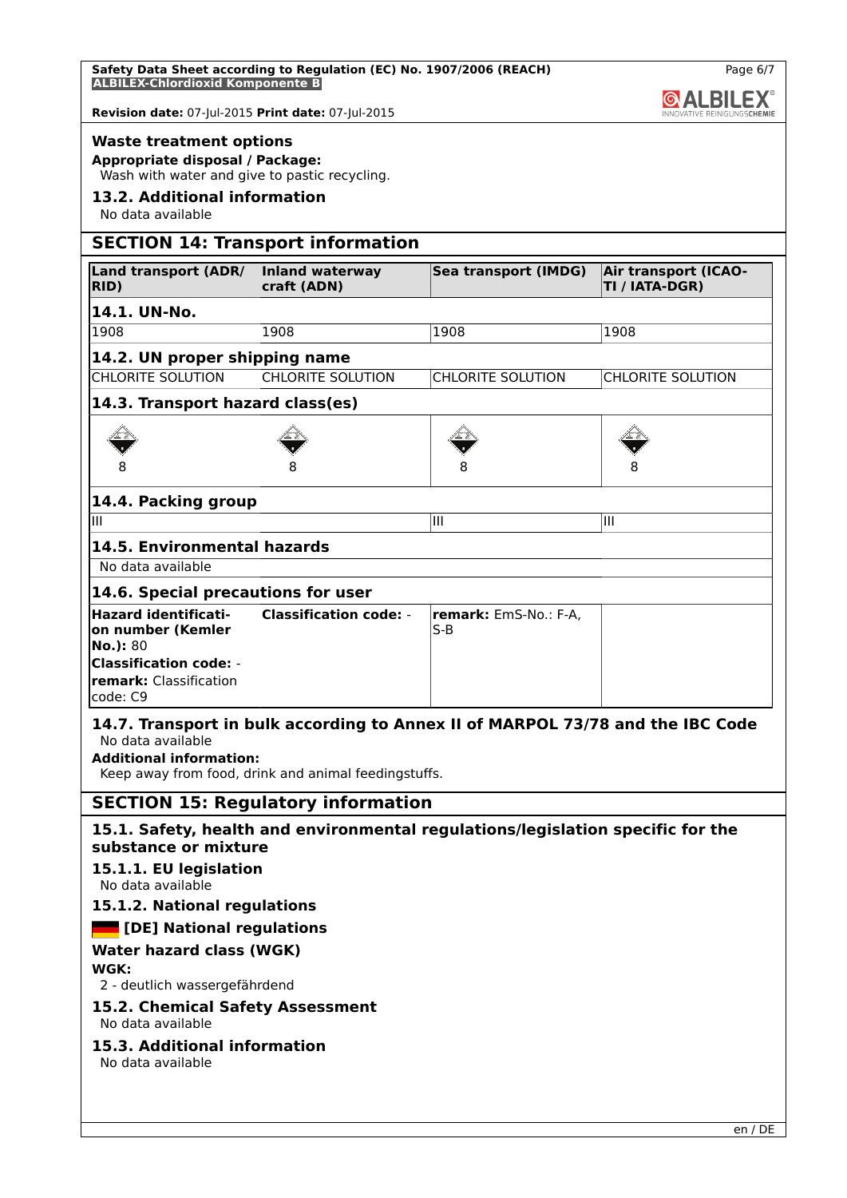**Waste treatment options**

**Appropriate disposal / Package:**

Wash with water and give to pastic recycling.

### 13.2. Additional information

No data available

## SECTION 14: Transport information

| Land transport (ADR/RID) | Inland waterway craft (ADN) | Sea transport (IMDG) | Air transport (ICAO-TI / IATA-DGR) |
|---|---|---|---|
| **14.1. UN-No.** | | | |
| 1908 | 1908 | 1908 | 1908 |
| **14.2. UN proper shipping name** | | | |
| CHLORITE SOLUTION | CHLORITE SOLUTION | CHLORITE SOLUTION | CHLORITE SOLUTION |
| **14.3. Transport hazard class(es)** | | | |
| 8 | 8 | 8 | 8 |
| **14.4. Packing group** | | | |
| III | | III | III |
| **14.5. Environmental hazards** | | | |
| No data available | | | |
| **14.6. Special precautions for user** | | | |
| **Hazard identification number (Kemler No.):** 80<br>**Classification code:** -<br>**remark:** Classification code: C9 | **Classification code:** - | **remark:** EmS-No.: F-A, S-B | |

### 14.7. Transport in bulk according to Annex II of MARPOL 73/78 and the IBC Code

No data available

**Additional information:**

Keep away from food, drink and animal feedingstuffs.

## SECTION 15: Regulatory information

### 15.1. Safety, health and environmental regulations/legislation specific for the substance or mixture

### 15.1.1. EU legislation

No data available

### 15.1.2. National regulations

### [DE] National regulations

**Water hazard class (WGK)**

**WGK:**

2 - deutlich wassergefährdend

### 15.2. Chemical Safety Assessment

No data available

### 15.3. Additional information

No data available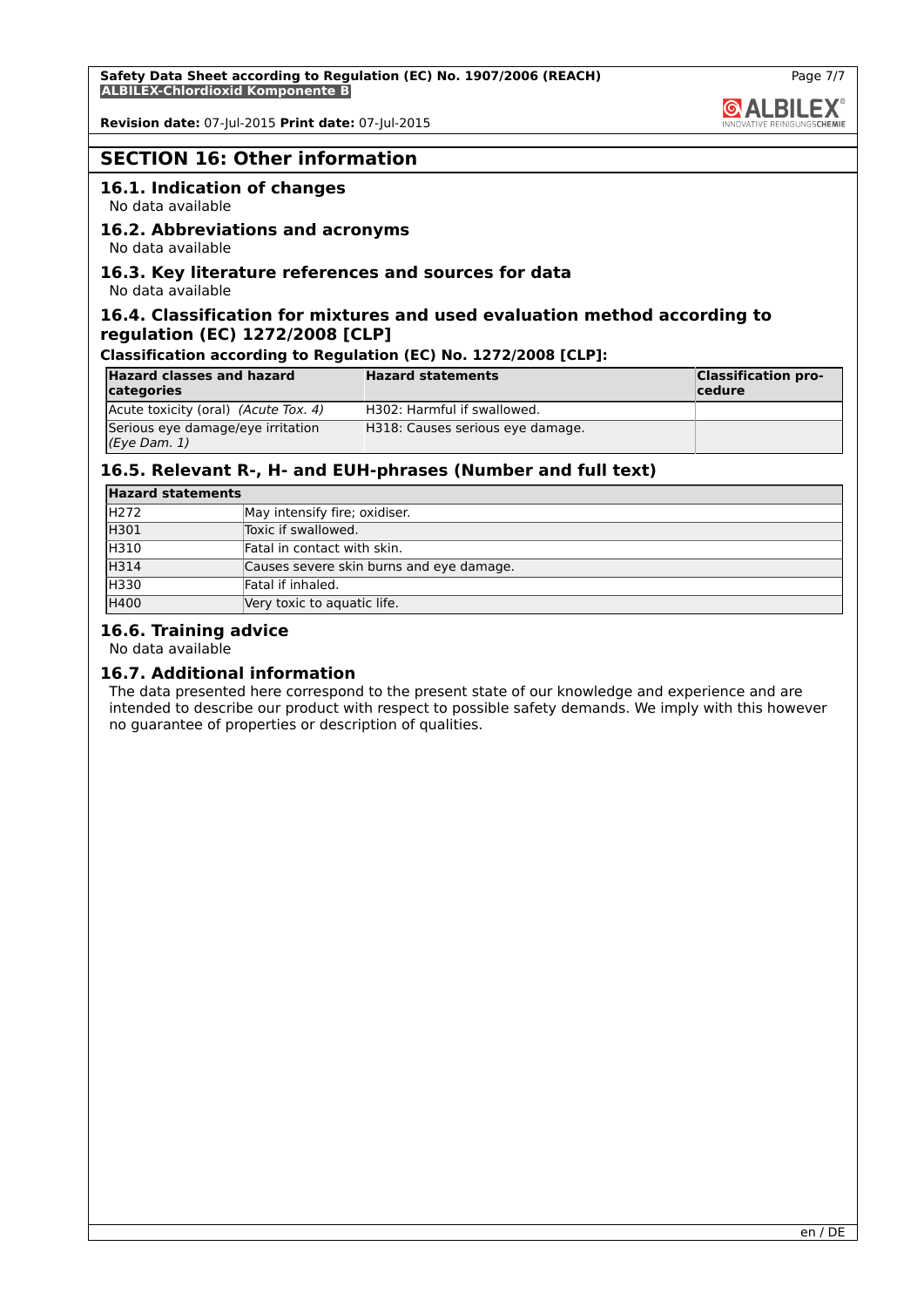## SECTION 16: Other information

### 16.1. Indication of changes

No data available

### 16.2. Abbreviations and acronyms

No data available

### 16.3. Key literature references and sources for data

No data available

### 16.4. Classification for mixtures and used evaluation method according to regulation (EC) 1272/2008 [CLP]

**Classification according to Regulation (EC) No. 1272/2008 [CLP]:**

| Hazard classes and hazard categories | Hazard statements | Classification procedure |
|---|---|---|
| Acute toxicity (oral) *(Acute Tox. 4)* | H302: Harmful if swallowed. | |
| Serious eye damage/eye irritation *(Eye Dam. 1)* | H318: Causes serious eye damage. | |

### 16.5. Relevant R-, H- and EUH-phrases (Number and full text)

| Hazard statements | |
|---|---|
| H272 | May intensify fire; oxidiser. |
| H301 | Toxic if swallowed. |
| H310 | Fatal in contact with skin. |
| H314 | Causes severe skin burns and eye damage. |
| H330 | Fatal if inhaled. |
| H400 | Very toxic to aquatic life. |

### 16.6. Training advice

No data available

### 16.7. Additional information

The data presented here correspond to the present state of our knowledge and experience and are intended to describe our product with respect to possible safety demands. We imply with this however no guarantee of properties or description of qualities.